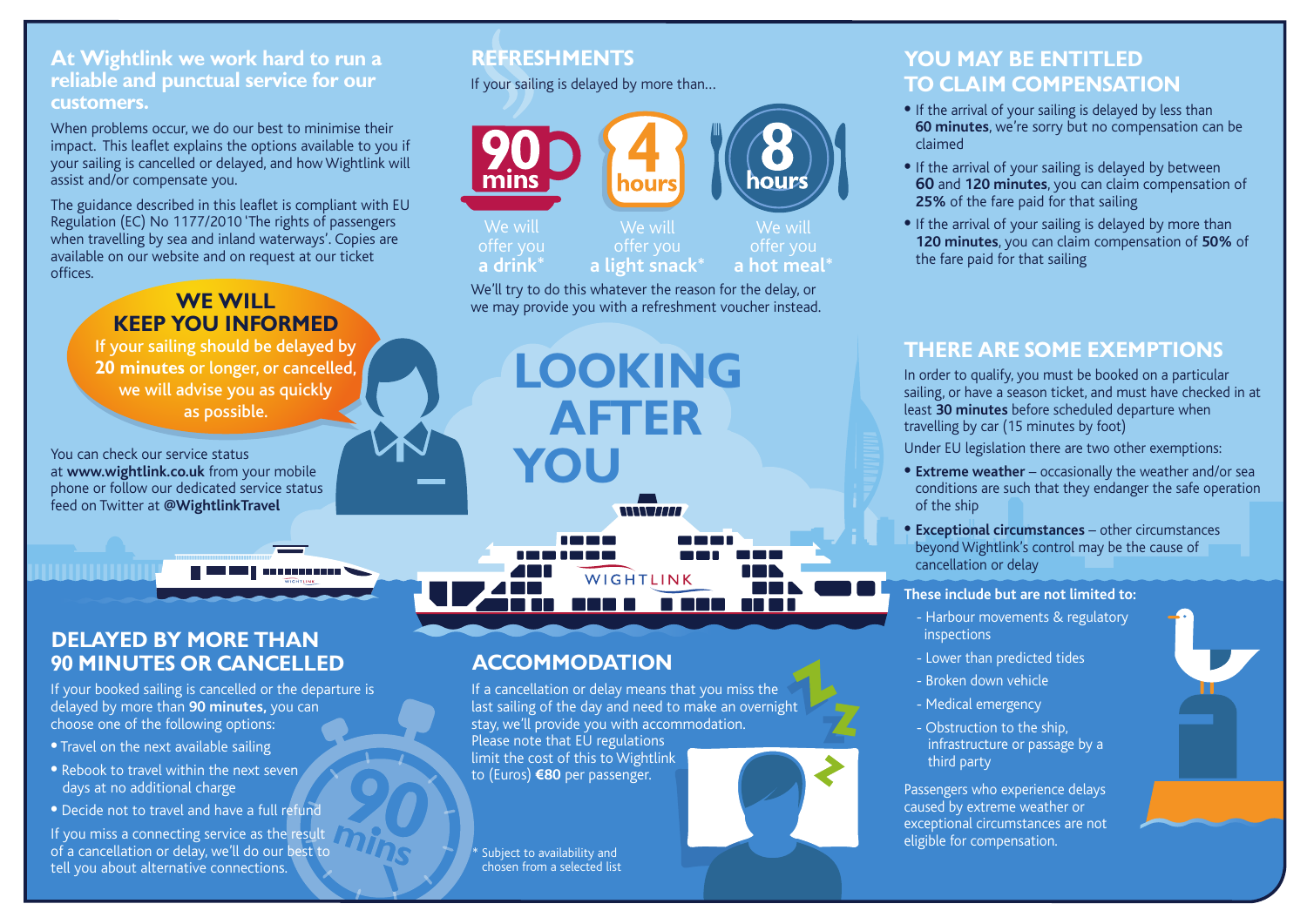## At Wightlink we work hard to run a reliable and punctual service for our customers.

When problems occur, we do our best to minimise their impact. This leaflet explains the options available to you if your sailing is cancelled or delayed, and how Wightlink will assist and/or compensate you.

The guidance described in this leaflet is compliant with EU Regulation (EC) No 1177/2010 'The rights of passengers when travelling by sea and inland waterways'. Copies are available on our website and on request at our ticket offices.

### WE WILL KEEP YOU INFORMED

If your sailing should be delayed by **20 minutes** or longer, or cancelled, we will advise you as quickly as possible.

You can check our service status at **www.wightlink.co.uk** from your mobile phone or follow our dedicated service status feed on Twitter at **@WightlinkTravel**

## DELAYED BY MORE THAN 90 MINUTES OR CANCELLED

If your booked sailing is cancelled or the departure is delayed by more than **90 minutes,** you can choose one of the following options:

- Travel on the next available sailing
- Rebook to travel within the next seven days at no additional charge
- Decide not to travel and have a full refund

If you miss a connecting service as the result of a cancellation or delay, we'll do our best to tell you about alternative connections.

## REFRESHMENTS

If your sailing is delayed by more than...

**90 mins** – We will offer you **a drink***

**4 hours** – We will offer you **a light snack***

**8 hours** – We will offer you **a hot meal***

We'll try to do this whatever the reason for the delay, or we may provide you with a refreshment voucher instead.

# LOOKING AFTER YOU

## ACCOMMODATION

If a cancellation or delay means that you miss the last sailing of the day and need to make an overnight stay, we'll provide you with accommodation. Please note that EU regulations limit the cost of this to Wightlink to (Euros) **€80** per passenger.

* Subject to availability and chosen from a selected list

## YOU MAY BE ENTITLED TO CLAIM COMPENSATION

- If the arrival of your sailing is delayed by less than **60 minutes**, we're sorry but no compensation can be claimed
- If the arrival of your sailing is delayed by between **60** and **120 minutes**, you can claim compensation of **25%** of the fare paid for that sailing
- If the arrival of your sailing is delayed by more than **120 minutes**, you can claim compensation of **50%** of the fare paid for that sailing

## THERE ARE SOME EXEMPTIONS

In order to qualify, you must be booked on a particular sailing, or have a season ticket, and must have checked in at least **30 minutes** before scheduled departure when travelling by car (15 minutes by foot)

Under EU legislation there are two other exemptions:

- **Extreme weather** – occasionally the weather and/or sea conditions are such that they endanger the safe operation of the ship
- **Exceptional circumstances** – other circumstances beyond Wightlink's control may be the cause of cancellation or delay

**These include but are not limited to:**

- Harbour movements & regulatory inspections
- Lower than predicted tides
- Broken down vehicle
- Medical emergency
- Obstruction to the ship, infrastructure or passage by a third party

Passengers who experience delays caused by extreme weather or exceptional circumstances are not eligible for compensation.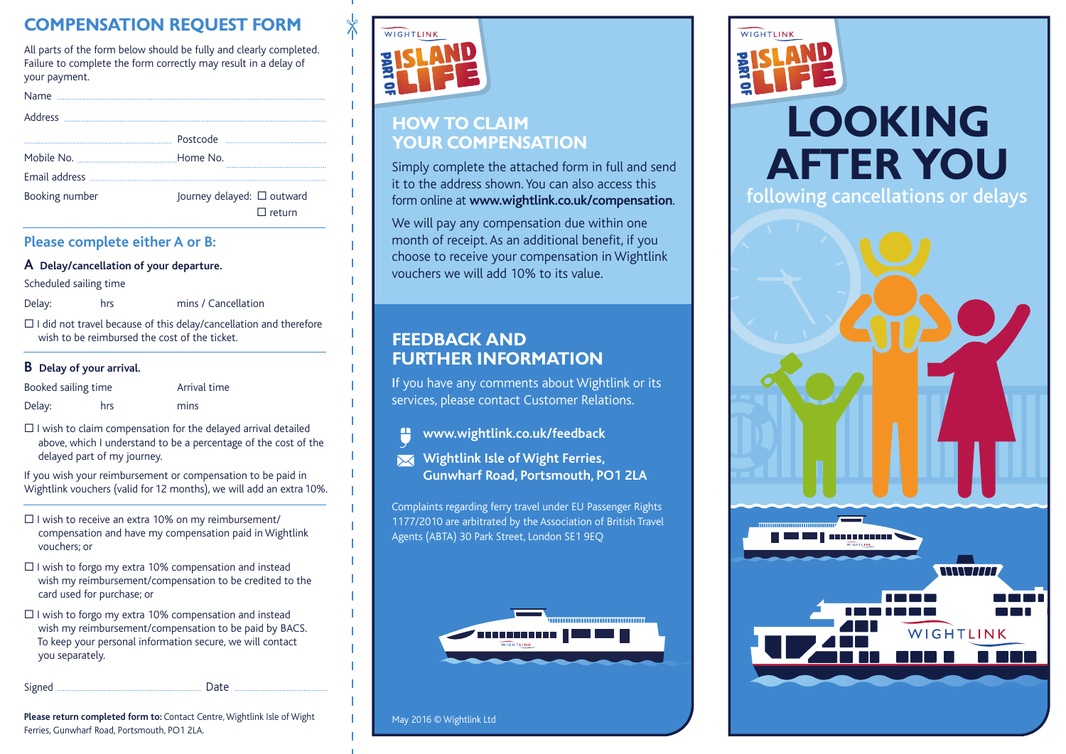# COMPENSATION REQUEST FORM

All parts of the form below should be fully and clearly completed. Failure to complete the form correctly may result in a delay of your payment.

Name ........................................................................

Address ........................................................................

........................................ Postcode ........................................

Mobile No. ........................................ Home No. ........................................

Email address ........................................................................

Booking number Journey delayed: ☐ outward ☐ return

## Please complete either A or B:

### A Delay/cancellation of your departure.

Scheduled sailing time

Delay: hrs mins / Cancellation

☐ I did not travel because of this delay/cancellation and therefore wish to be reimbursed the cost of the ticket.

### B Delay of your arrival.

Booked sailing time Arrival time

Delay: hrs mins

☐ I wish to claim compensation for the delayed arrival detailed above, which I understand to be a percentage of the cost of the delayed part of my journey.

If you wish your reimbursement or compensation to be paid in Wightlink vouchers (valid for 12 months), we will add an extra 10%.

☐ I wish to receive an extra 10% on my reimbursement/ compensation and have my compensation paid in Wightlink vouchers; or

☐ I wish to forgo my extra 10% compensation and instead wish my reimbursement/compensation to be credited to the card used for purchase; or

☐ I wish to forgo my extra 10% compensation and instead wish my reimbursement/compensation to be paid by BACS. To keep your personal information secure, we will contact you separately.

Signed ........................................ Date ........................................

**Please return completed form to:** Contact Centre, Wightlink Isle of Wight Ferries, Gunwharf Road, Portsmouth, PO1 2LA.

WIGHTLINK PART OF ISLAND LIFE

## HOW TO CLAIM YOUR COMPENSATION

Simply complete the attached form in full and send it to the address shown. You can also access this form online at **www.wightlink.co.uk/compensation**.

We will pay any compensation due within one month of receipt. As an additional benefit, if you choose to receive your compensation in Wightlink vouchers we will add 10% to its value.

## FEEDBACK AND FURTHER INFORMATION

If you have any comments about Wightlink or its services, please contact Customer Relations.

**www.wightlink.co.uk/feedback**

**Wightlink Isle of Wight Ferries, Gunwharf Road, Portsmouth, PO1 2LA**

Complaints regarding ferry travel under EU Passenger Rights 1177/2010 are arbitrated by the Association of British Travel Agents (ABTA) 30 Park Street, London SE1 9EQ

May 2016 © Wightlink Ltd

WIGHTLINK PART OF ISLAND LIFE

# LOOKING AFTER YOU

following cancellations or delays